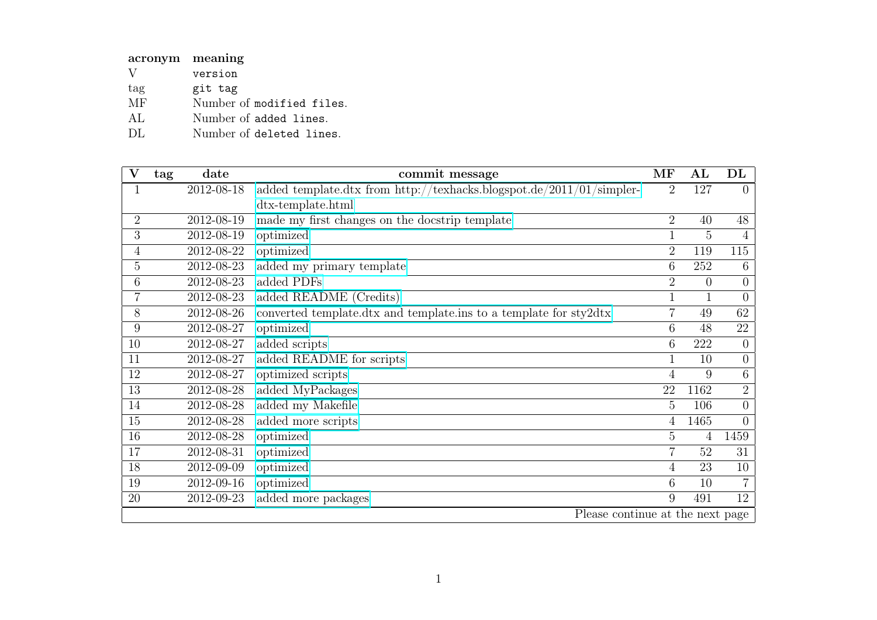| acronym | meaning |
|---|---|
| V | version |
| tag | git tag |
| MF | Number of modified files. |
| AL | Number of added lines. |
| DL | Number of deleted lines. |

| V | tag | date | commit message | MF | AL | DL |
|---|---|---|---|---|---|---|
| 1 | | 2012-08-18 | added template.dtx from http://texhacks.blogspot.de/2011/01/simpler-dtx-template.html | 2 | 127 | 0 |
| 2 | | 2012-08-19 | made my first changes on the docstrip template | 2 | 40 | 48 |
| 3 | | 2012-08-19 | optimized | 1 | 5 | 4 |
| 4 | | 2012-08-22 | optimized | 2 | 119 | 115 |
| 5 | | 2012-08-23 | added my primary template | 6 | 252 | 6 |
| 6 | | 2012-08-23 | added PDFs | 2 | 0 | 0 |
| 7 | | 2012-08-23 | added README (Credits) | 1 | 1 | 0 |
| 8 | | 2012-08-26 | converted template.dtx and template.ins to a template for sty2dtx | 7 | 49 | 62 |
| 9 | | 2012-08-27 | optimized | 6 | 48 | 22 |
| 10 | | 2012-08-27 | added scripts | 6 | 222 | 0 |
| 11 | | 2012-08-27 | added README for scripts | 1 | 10 | 0 |
| 12 | | 2012-08-27 | optimized scripts | 4 | 9 | 6 |
| 13 | | 2012-08-28 | added MyPackages | 22 | 1162 | 2 |
| 14 | | 2012-08-28 | added my Makefile | 5 | 106 | 0 |
| 15 | | 2012-08-28 | added more scripts | 4 | 1465 | 0 |
| 16 | | 2012-08-28 | optimized | 5 | 4 | 1459 |
| 17 | | 2012-08-31 | optimized | 7 | 52 | 31 |
| 18 | | 2012-09-09 | optimized | 4 | 23 | 10 |
| 19 | | 2012-09-16 | optimized | 6 | 10 | 7 |
| 20 | | 2012-09-23 | added more packages | 9 | 491 | 12 |

Please continue at the next page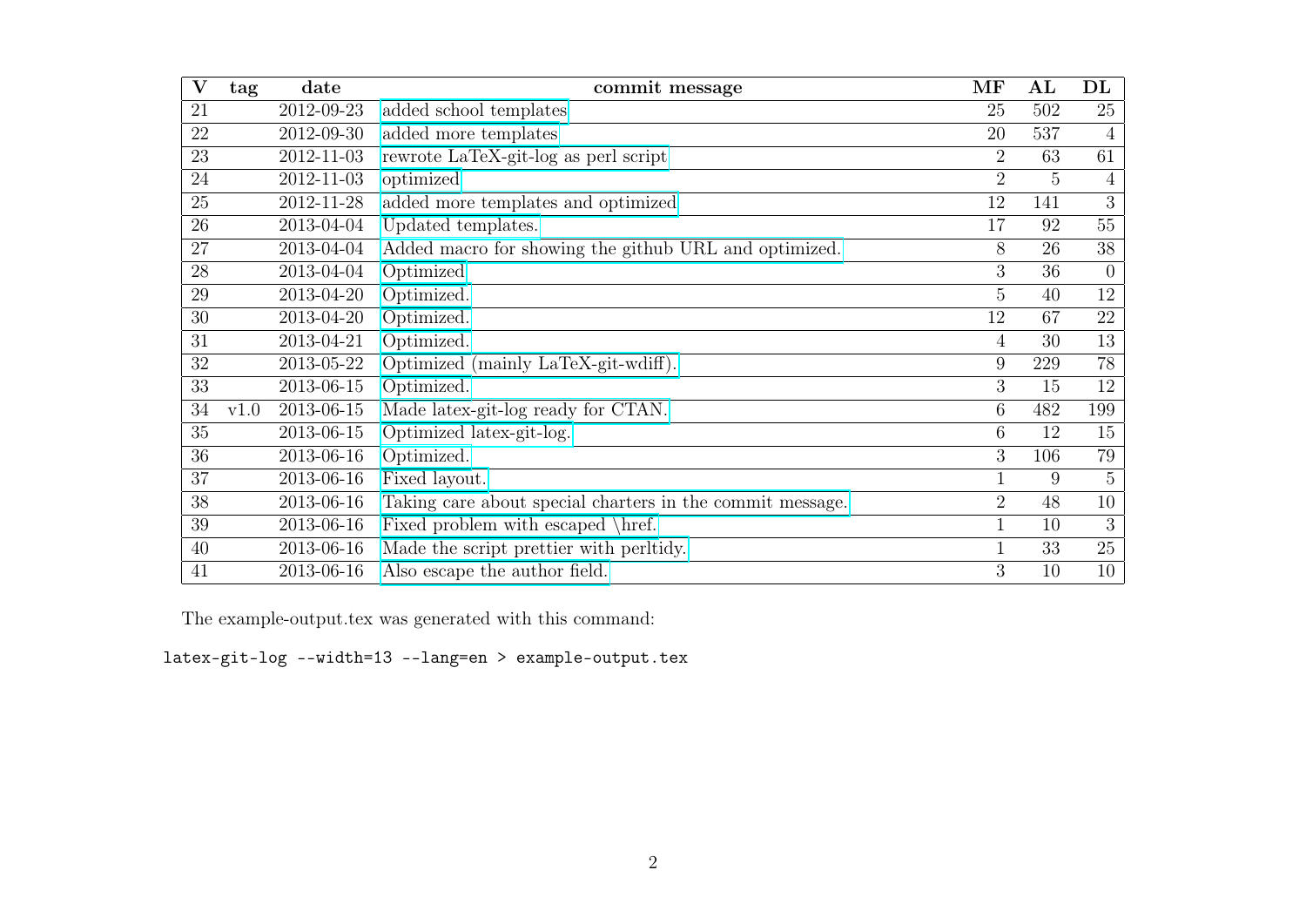| V | tag | date | commit message | MF | AL | DL |
|---|---|---|---|---|---|---|
| 21 | | 2012-09-23 | added school templates | 25 | 502 | 25 |
| 22 | | 2012-09-30 | added more templates | 20 | 537 | 4 |
| 23 | | 2012-11-03 | rewrote LaTeX-git-log as perl script | 2 | 63 | 61 |
| 24 | | 2012-11-03 | optimized | 2 | 5 | 4 |
| 25 | | 2012-11-28 | added more templates and optimized | 12 | 141 | 3 |
| 26 | | 2013-04-04 | Updated templates. | 17 | 92 | 55 |
| 27 | | 2013-04-04 | Added macro for showing the github URL and optimized. | 8 | 26 | 38 |
| 28 | | 2013-04-04 | Optimized | 3 | 36 | 0 |
| 29 | | 2013-04-20 | Optimized. | 5 | 40 | 12 |
| 30 | | 2013-04-20 | Optimized. | 12 | 67 | 22 |
| 31 | | 2013-04-21 | Optimized. | 4 | 30 | 13 |
| 32 | | 2013-05-22 | Optimized (mainly LaTeX-git-wdiff). | 9 | 229 | 78 |
| 33 | | 2013-06-15 | Optimized. | 3 | 15 | 12 |
| 34 | v1.0 | 2013-06-15 | Made latex-git-log ready for CTAN. | 6 | 482 | 199 |
| 35 | | 2013-06-15 | Optimized latex-git-log. | 6 | 12 | 15 |
| 36 | | 2013-06-16 | Optimized. | 3 | 106 | 79 |
| 37 | | 2013-06-16 | Fixed layout. | 1 | 9 | 5 |
| 38 | | 2013-06-16 | Taking care about special charters in the commit message. | 2 | 48 | 10 |
| 39 | | 2013-06-16 | Fixed problem with escaped \href. | 1 | 10 | 3 |
| 40 | | 2013-06-16 | Made the script prettier with perltidy. | 1 | 33 | 25 |
| 41 | | 2013-06-16 | Also escape the author field. | 3 | 10 | 10 |

The example-output.tex was generated with this command:

```
latex-git-log --width=13 --lang=en > example-output.tex
```